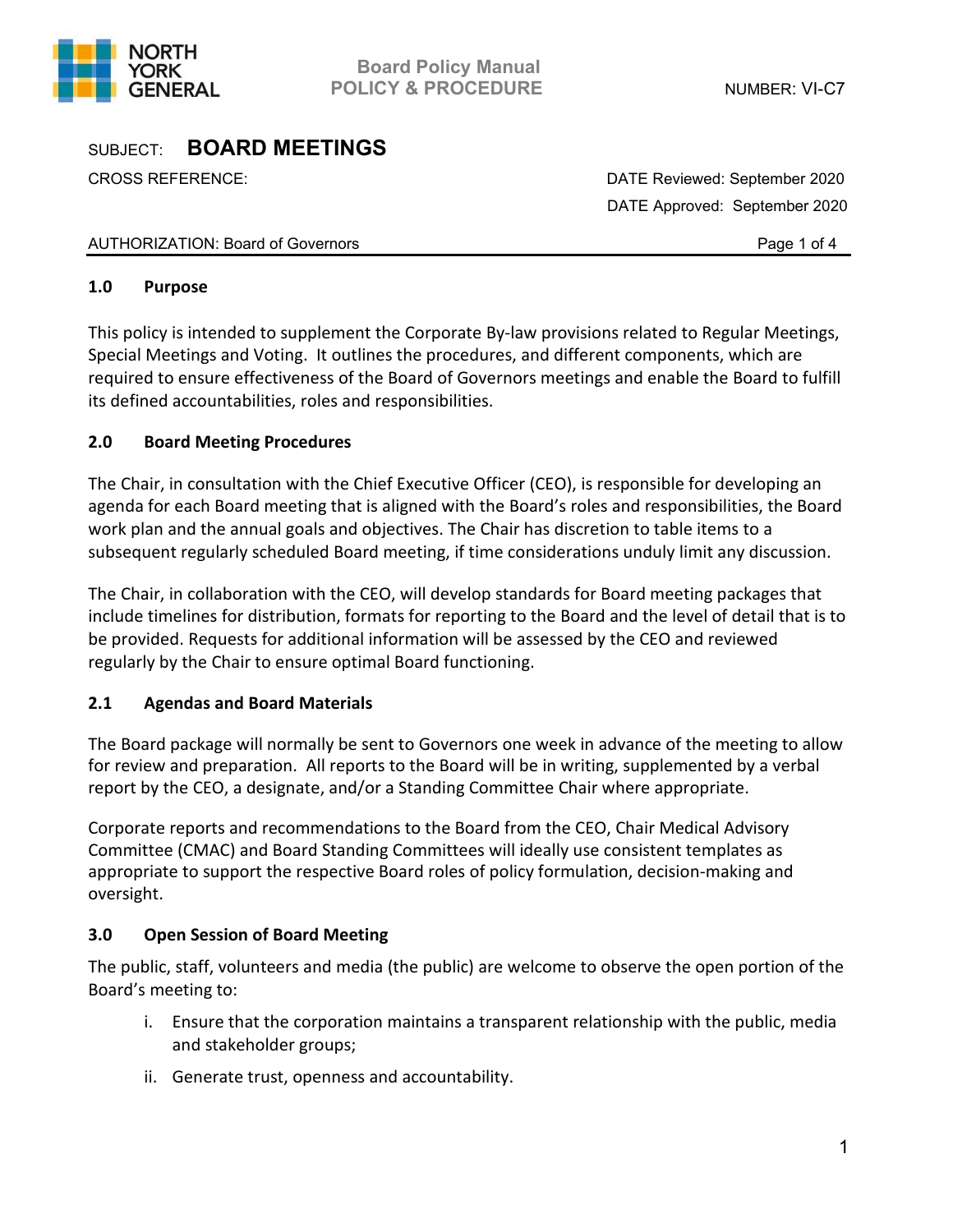Board Policy Manual
POLICY & PROCEDURE

NUMBER: VI-C7

SUBJECT: **BOARD MEETINGS**

CROSS REFERENCE:

DATE Reviewed: September 2020
DATE Approved: September 2020

AUTHORIZATION: Board of Governors

## 1.0 Purpose

This policy is intended to supplement the Corporate By-law provisions related to Regular Meetings, Special Meetings and Voting. It outlines the procedures, and different components, which are required to ensure effectiveness of the Board of Governors meetings and enable the Board to fulfill its defined accountabilities, roles and responsibilities.

## 2.0 Board Meeting Procedures

The Chair, in consultation with the Chief Executive Officer (CEO), is responsible for developing an agenda for each Board meeting that is aligned with the Board's roles and responsibilities, the Board work plan and the annual goals and objectives. The Chair has discretion to table items to a subsequent regularly scheduled Board meeting, if time considerations unduly limit any discussion.

The Chair, in collaboration with the CEO, will develop standards for Board meeting packages that include timelines for distribution, formats for reporting to the Board and the level of detail that is to be provided. Requests for additional information will be assessed by the CEO and reviewed regularly by the Chair to ensure optimal Board functioning.

### 2.1 Agendas and Board Materials

The Board package will normally be sent to Governors one week in advance of the meeting to allow for review and preparation. All reports to the Board will be in writing, supplemented by a verbal report by the CEO, a designate, and/or a Standing Committee Chair where appropriate.

Corporate reports and recommendations to the Board from the CEO, Chair Medical Advisory Committee (CMAC) and Board Standing Committees will ideally use consistent templates as appropriate to support the respective Board roles of policy formulation, decision-making and oversight.

## 3.0 Open Session of Board Meeting

The public, staff, volunteers and media (the public) are welcome to observe the open portion of the Board's meeting to:

i. Ensure that the corporation maintains a transparent relationship with the public, media and stakeholder groups;

ii. Generate trust, openness and accountability.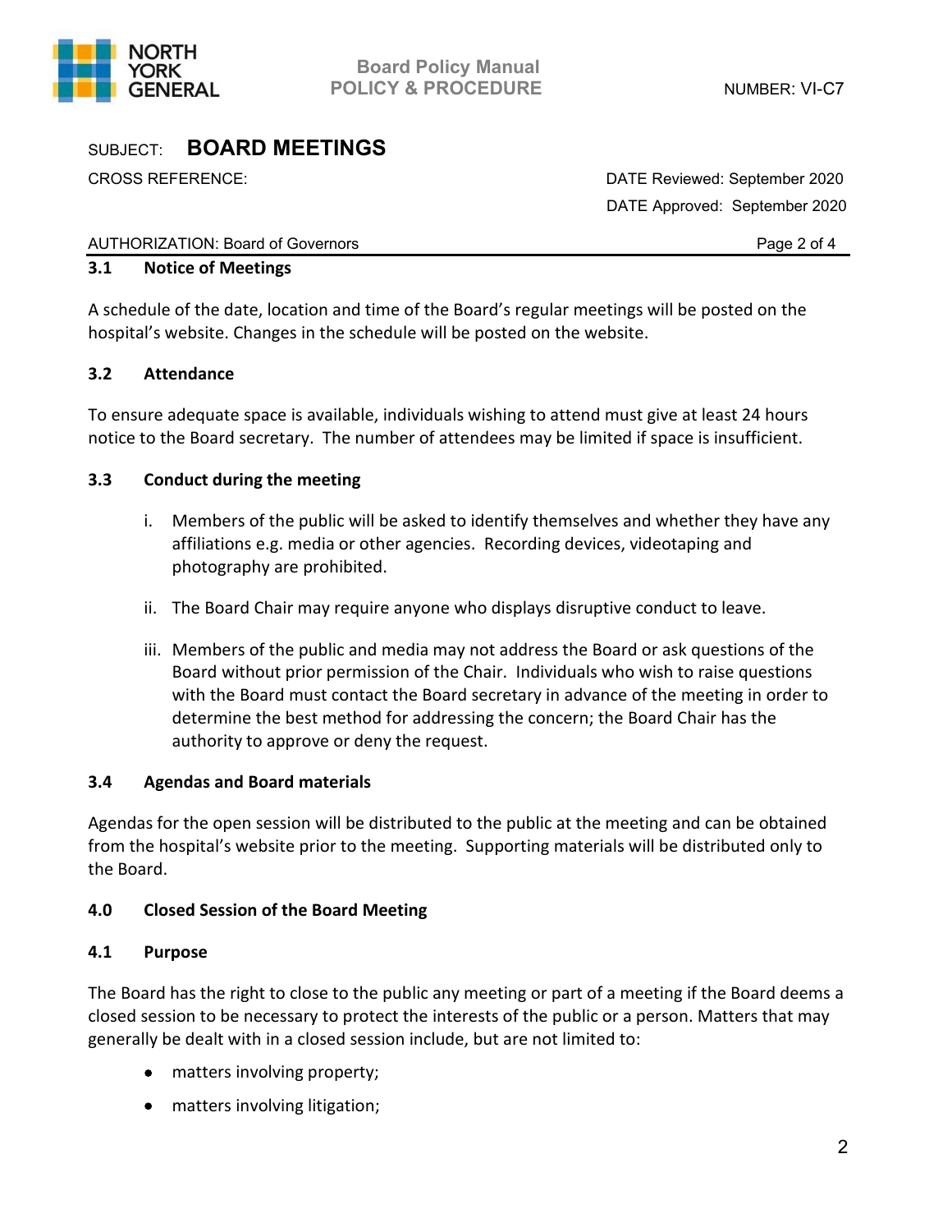### 3.1 Notice of Meetings

A schedule of the date, location and time of the Board's regular meetings will be posted on the hospital's website. Changes in the schedule will be posted on the website.

### 3.2 Attendance

To ensure adequate space is available, individuals wishing to attend must give at least 24 hours notice to the Board secretary. The number of attendees may be limited if space is insufficient.

### 3.3 Conduct during the meeting

i. Members of the public will be asked to identify themselves and whether they have any affiliations e.g. media or other agencies. Recording devices, videotaping and photography are prohibited.

ii. The Board Chair may require anyone who displays disruptive conduct to leave.

iii. Members of the public and media may not address the Board or ask questions of the Board without prior permission of the Chair. Individuals who wish to raise questions with the Board must contact the Board secretary in advance of the meeting in order to determine the best method for addressing the concern; the Board Chair has the authority to approve or deny the request.

### 3.4 Agendas and Board materials

Agendas for the open session will be distributed to the public at the meeting and can be obtained from the hospital's website prior to the meeting. Supporting materials will be distributed only to the Board.

## 4.0 Closed Session of the Board Meeting

### 4.1 Purpose

The Board has the right to close to the public any meeting or part of a meeting if the Board deems a closed session to be necessary to protect the interests of the public or a person. Matters that may generally be dealt with in a closed session include, but are not limited to:

- matters involving property;
- matters involving litigation;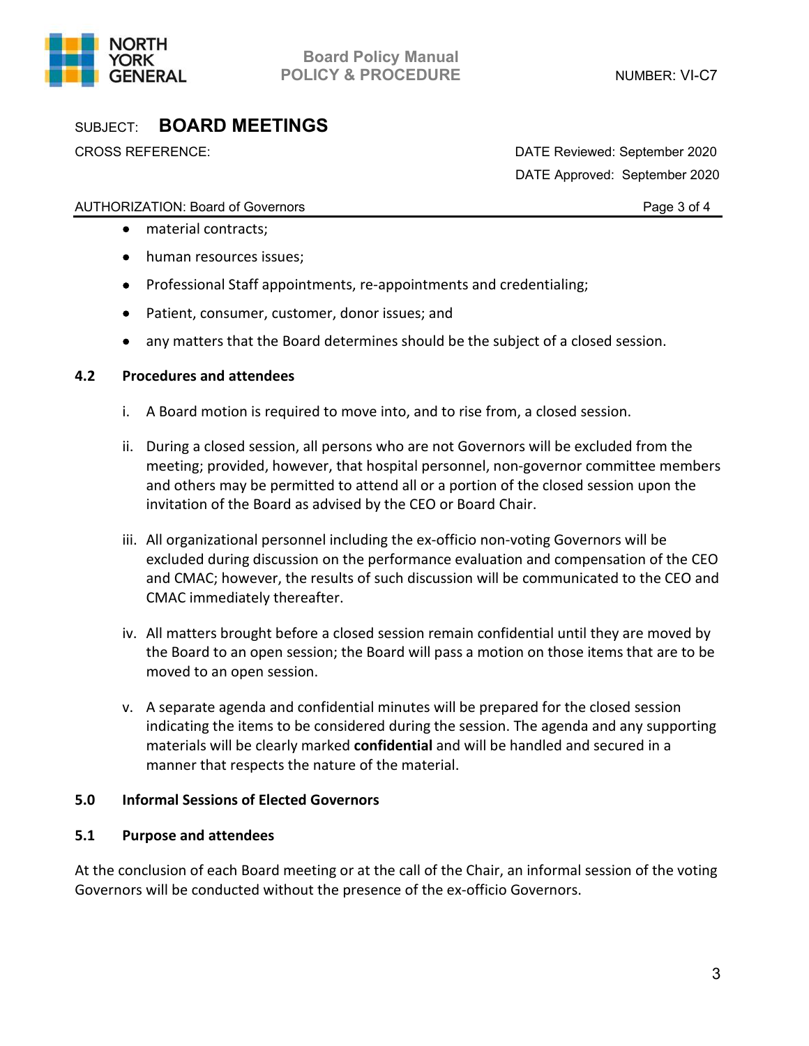- material contracts;
- human resources issues;
- Professional Staff appointments, re-appointments and credentialing;
- Patient, consumer, customer, donor issues; and
- any matters that the Board determines should be the subject of a closed session.

### 4.2 Procedures and attendees

i. A Board motion is required to move into, and to rise from, a closed session.

ii. During a closed session, all persons who are not Governors will be excluded from the meeting; provided, however, that hospital personnel, non-governor committee members and others may be permitted to attend all or a portion of the closed session upon the invitation of the Board as advised by the CEO or Board Chair.

iii. All organizational personnel including the ex-officio non-voting Governors will be excluded during discussion on the performance evaluation and compensation of the CEO and CMAC; however, the results of such discussion will be communicated to the CEO and CMAC immediately thereafter.

iv. All matters brought before a closed session remain confidential until they are moved by the Board to an open session; the Board will pass a motion on those items that are to be moved to an open session.

v. A separate agenda and confidential minutes will be prepared for the closed session indicating the items to be considered during the session. The agenda and any supporting materials will be clearly marked **confidential** and will be handled and secured in a manner that respects the nature of the material.

## 5.0 Informal Sessions of Elected Governors

### 5.1 Purpose and attendees

At the conclusion of each Board meeting or at the call of the Chair, an informal session of the voting Governors will be conducted without the presence of the ex-officio Governors.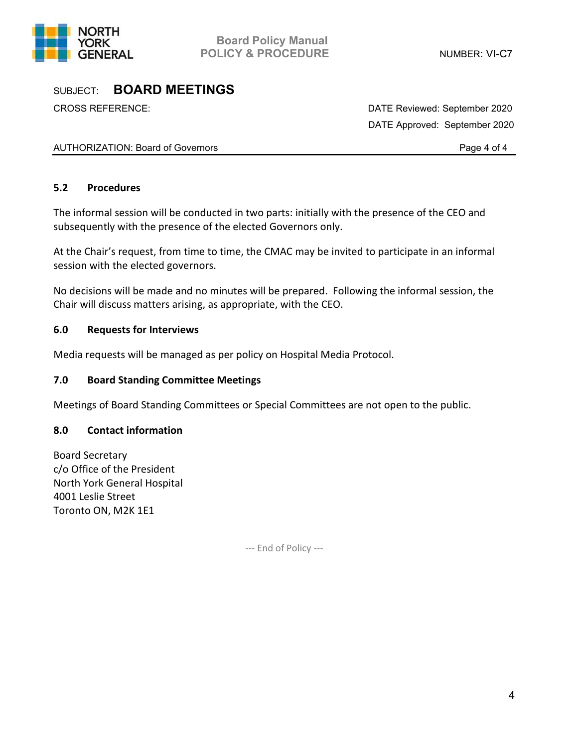### 5.2 Procedures

The informal session will be conducted in two parts: initially with the presence of the CEO and subsequently with the presence of the elected Governors only.

At the Chair's request, from time to time, the CMAC may be invited to participate in an informal session with the elected governors.

No decisions will be made and no minutes will be prepared. Following the informal session, the Chair will discuss matters arising, as appropriate, with the CEO.

## 6.0 Requests for Interviews

Media requests will be managed as per policy on Hospital Media Protocol.

## 7.0 Board Standing Committee Meetings

Meetings of Board Standing Committees or Special Committees are not open to the public.

## 8.0 Contact information

Board Secretary
c/o Office of the President
North York General Hospital
4001 Leslie Street
Toronto ON, M2K 1E1

--- End of Policy ---